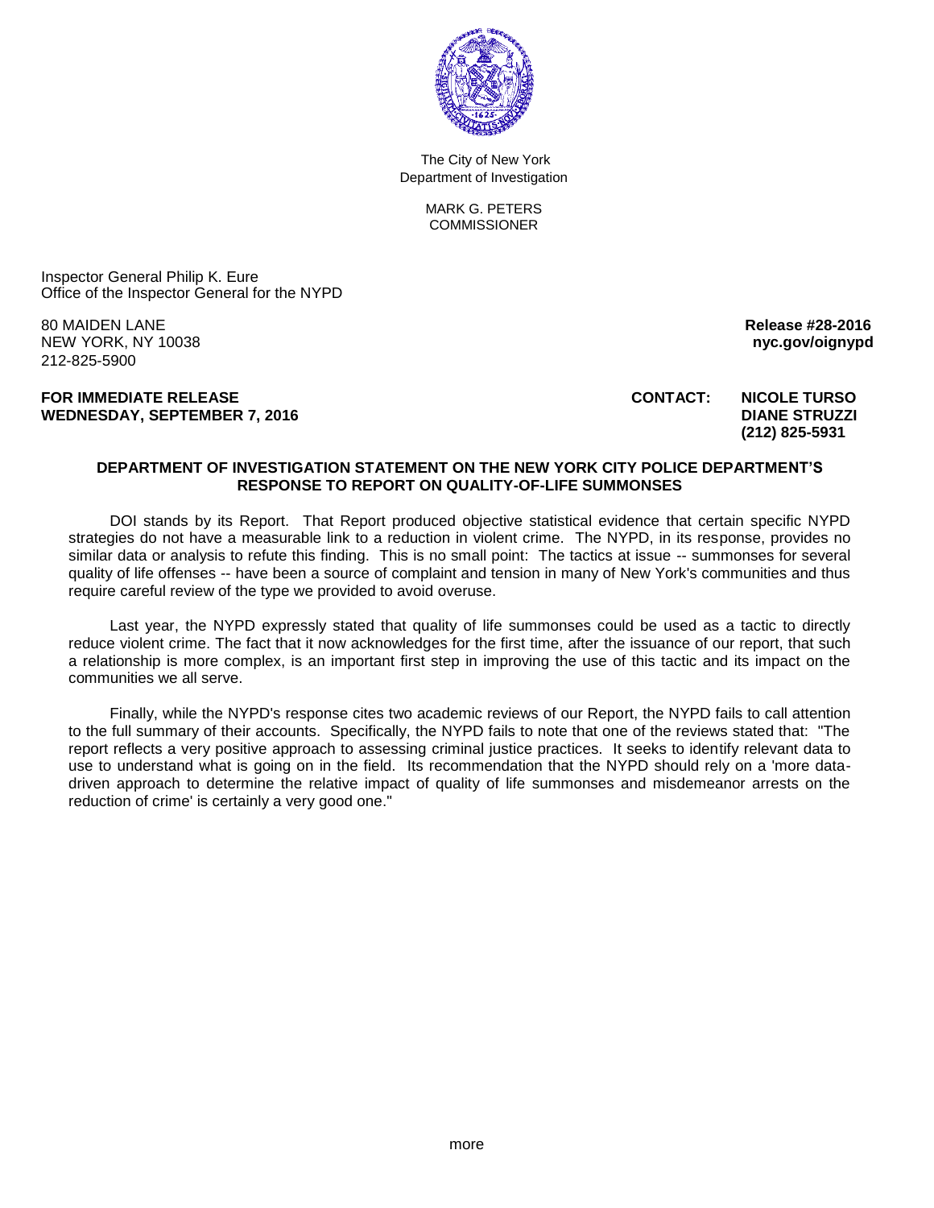The City of New York
Department of Investigation

MARK G. PETERS
COMMISSIONER

Inspector General Philip K. Eure
Office of the Inspector General for the NYPD

80 MAIDEN LANE
NEW YORK, NY 10038
212-825-5900

**Release #28-2016**
**nyc.gov/oignypd**

**FOR IMMEDIATE RELEASE**
**WEDNESDAY, SEPTEMBER 7, 2016**

**CONTACT: NICOLE TURSO**
**DIANE STRUZZI**
**(212) 825-5931**

**DEPARTMENT OF INVESTIGATION STATEMENT ON THE NEW YORK CITY POLICE DEPARTMENT'S RESPONSE TO REPORT ON QUALITY-OF-LIFE SUMMONSES**

DOI stands by its Report. That Report produced objective statistical evidence that certain specific NYPD strategies do not have a measurable link to a reduction in violent crime. The NYPD, in its response, provides no similar data or analysis to refute this finding. This is no small point: The tactics at issue -- summonses for several quality of life offenses -- have been a source of complaint and tension in many of New York's communities and thus require careful review of the type we provided to avoid overuse.

Last year, the NYPD expressly stated that quality of life summonses could be used as a tactic to directly reduce violent crime. The fact that it now acknowledges for the first time, after the issuance of our report, that such a relationship is more complex, is an important first step in improving the use of this tactic and its impact on the communities we all serve.

Finally, while the NYPD's response cites two academic reviews of our Report, the NYPD fails to call attention to the full summary of their accounts. Specifically, the NYPD fails to note that one of the reviews stated that: "The report reflects a very positive approach to assessing criminal justice practices. It seeks to identify relevant data to use to understand what is going on in the field. Its recommendation that the NYPD should rely on a 'more data-driven approach to determine the relative impact of quality of life summonses and misdemeanor arrests on the reduction of crime' is certainly a very good one."

more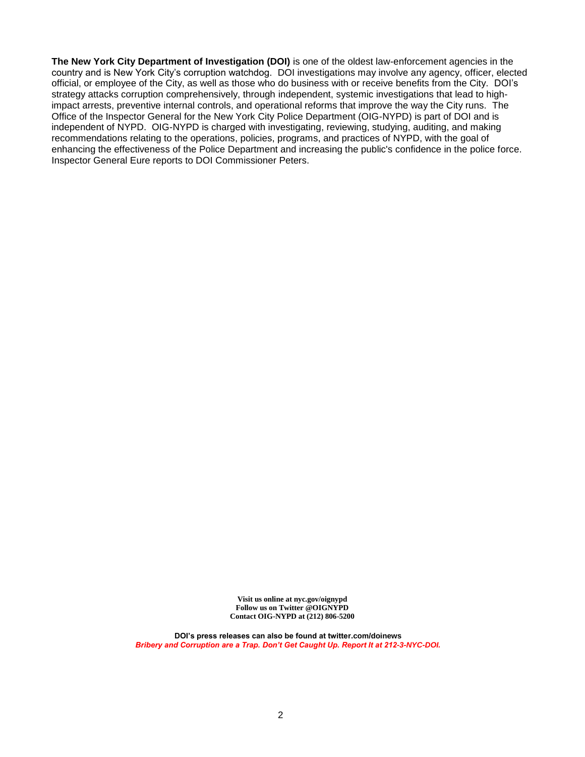**The New York City Department of Investigation (DOI)** is one of the oldest law-enforcement agencies in the country and is New York City's corruption watchdog. DOI investigations may involve any agency, officer, elected official, or employee of the City, as well as those who do business with or receive benefits from the City. DOI's strategy attacks corruption comprehensively, through independent, systemic investigations that lead to high-impact arrests, preventive internal controls, and operational reforms that improve the way the City runs. The Office of the Inspector General for the New York City Police Department (OIG-NYPD) is part of DOI and is independent of NYPD. OIG-NYPD is charged with investigating, reviewing, studying, auditing, and making recommendations relating to the operations, policies, programs, and practices of NYPD, with the goal of enhancing the effectiveness of the Police Department and increasing the public's confidence in the police force. Inspector General Eure reports to DOI Commissioner Peters.

**Visit us online at nyc.gov/oignypd**
**Follow us on Twitter @OIGNYPD**
**Contact OIG-NYPD at (212) 806-5200**

**DOI's press releases can also be found at twitter.com/doinews**
***Bribery and Corruption are a Trap. Don't Get Caught Up. Report It at 212-3-NYC-DOI.***